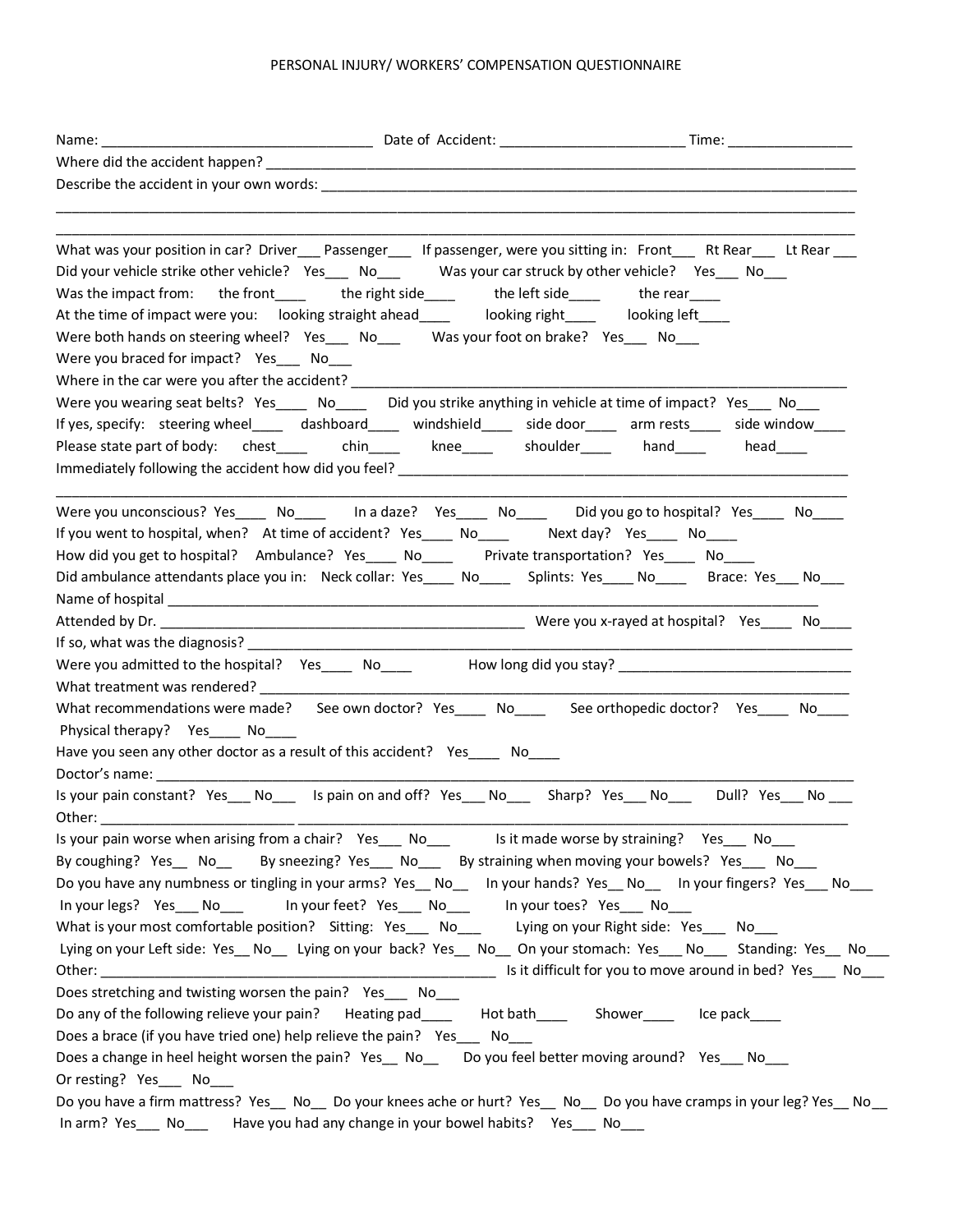PERSONAL INJURY/ WORKERS' COMPENSATION QUESTIONNAIRE

Name: ___________________________________ Date of Accident: _______________________ Time: ________________

Where did the accident happen? ____________________________________________________________________________

Describe the accident in your own words: ______________________________________________________________________

_____________________________________________________________________________________________________

_____________________________________________________________________________________________________

What was your position in car? Driver___ Passenger___ If passenger, were you sitting in: Front___ Rt Rear___ Lt Rear ___

Did your vehicle strike other vehicle? Yes___ No___ Was your car struck by other vehicle? Yes___ No___

Was the impact from: the front____ the right side____ the left side____ the rear____

At the time of impact were you: looking straight ahead____ looking right____ looking left____

Were both hands on steering wheel? Yes___ No___ Was your foot on brake? Yes___ No___

Were you braced for impact? Yes___ No___

Where in the car were you after the accident? _________________________________________________________________

Were you wearing seat belts? Yes____ No____ Did you strike anything in vehicle at time of impact? Yes___ No___

If yes, specify: steering wheel____ dashboard____ windshield____ side door____ arm rests____ side window____

Please state part of body: chest____ chin____ knee____ shoulder____ hand____ head____

Immediately following the accident how did you feel? ____________________________________________________________

_____________________________________________________________________________________________________

Were you unconscious? Yes____ No____ In a daze? Yes____ No____ Did you go to hospital? Yes____ No____

If you went to hospital, when? At time of accident? Yes____ No____ Next day? Yes____ No____

How did you get to hospital? Ambulance? Yes____ No____ Private transportation? Yes____ No____

Did ambulance attendants place you in: Neck collar: Yes____ No____ Splints: Yes____ No____ Brace: Yes___ No___

Name of hospital ______________________________________________________________________________________

Attended by Dr. _______________________________________________ Were you x-rayed at hospital? Yes____ No____

If so, what was the diagnosis? _____________________________________________________________________________

Were you admitted to the hospital? Yes____ No____ How long did you stay? ______________________________

What treatment was rendered? _____________________________________________________________________________

What recommendations were made? See own doctor? Yes____ No____ See orthopedic doctor? Yes____ No____

Physical therapy? Yes____ No____

Have you seen any other doctor as a result of this accident? Yes____ No____

Doctor's name: _________________________________________________________________________________________

Is your pain constant? Yes___ No___ Is pain on and off? Yes___ No___ Sharp? Yes___ No___ Dull? Yes___ No ___

Other: ________________________ __________________________________________________________________________

Is your pain worse when arising from a chair? Yes___ No___ Is it made worse by straining? Yes___ No___

By coughing? Yes__ No__ By sneezing? Yes___ No___ By straining when moving your bowels? Yes___ No___

Do you have any numbness or tingling in your arms? Yes__ No__ In your hands? Yes__ No__ In your fingers? Yes___ No___

In your legs? Yes___ No___ In your feet? Yes___ No___ In your toes? Yes___ No___

What is your most comfortable position? Sitting: Yes___ No___ Lying on your Right side: Yes___ No___

Lying on your Left side: Yes__ No__ Lying on your back? Yes__ No__ On your stomach: Yes___ No___ Standing: Yes__ No___

Other: ______________________________________________ Is it difficult for you to move around in bed? Yes___ No___

Does stretching and twisting worsen the pain? Yes___ No___

Do any of the following relieve your pain? Heating pad____ Hot bath____ Shower____ Ice pack____

Does a brace (if you have tried one) help relieve the pain? Yes___ No___

Does a change in heel height worsen the pain? Yes__ No__ Do you feel better moving around? Yes___ No___

Or resting? Yes___ No___

Do you have a firm mattress? Yes__ No__ Do your knees ache or hurt? Yes__ No__ Do you have cramps in your leg? Yes__ No__

In arm? Yes___ No___ Have you had any change in your bowel habits? Yes___ No___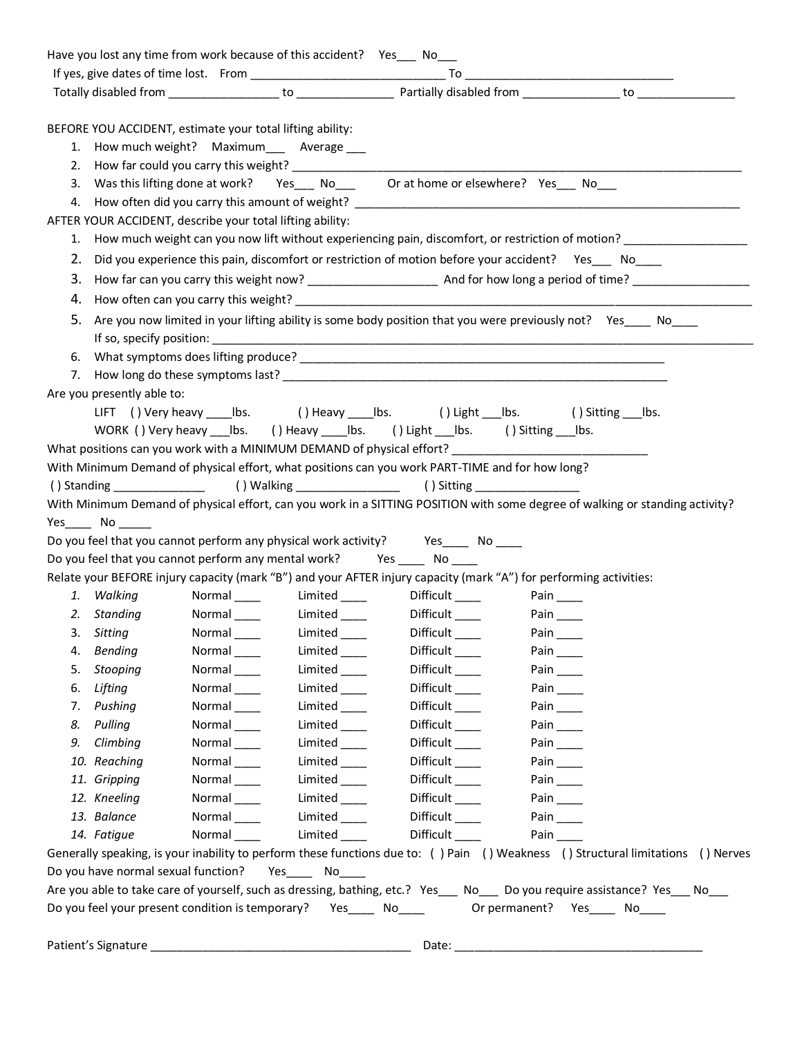Have you lost any time from work because of this accident? Yes___ No___

If yes, give dates of time lost. From _____________________________ To _______________________________

Totally disabled from ________________ to ______________ Partially disabled from ______________ to ______________

BEFORE YOU ACCIDENT, estimate your total lifting ability:

1. How much weight? Maximum___ Average ___
2. How far could you carry this weight? ______________________________________________________________________
3. Was this lifting done at work? Yes___ No___ Or at home or elsewhere? Yes___ No___
4. How often did you carry this amount of weight? ____________________________________________________________

AFTER YOUR ACCIDENT, describe your total lifting ability:

1. How much weight can you now lift without experiencing pain, discomfort, or restriction of motion? __________________
2. Did you experience this pain, discomfort or restriction of motion before your accident? Yes___ No____
3. How far can you carry this weight now? ___________________ And for how long a period of time? _________________
4. How often can you carry this weight? _________________________________________________________________________
5. Are you now limited in your lifting ability is some body position that you were previously not? Yes____ No____
   If so, specify position: ______________________________________________________________________________________
6. What symptoms does lifting produce? ________________________________________________________
7. How long do these symptoms last? ___________________________________________________________

Are you presently able to:

LIFT ( ) Very heavy ____lbs. ( ) Heavy ____lbs. ( ) Light ___lbs. ( ) Sitting ___lbs.

WORK ( ) Very heavy ___lbs. ( ) Heavy ____lbs. ( ) Light ___lbs. ( ) Sitting ___lbs.

What positions can you work with a MINIMUM DEMAND of physical effort? ______________________________

With Minimum Demand of physical effort, what positions can you work PART-TIME and for how long?

( ) Standing _____________ ( ) Walking _______________ ( ) Sitting _______________

With Minimum Demand of physical effort, can you work in a SITTING POSITION with some degree of walking or standing activity? Yes____ No _____

Do you feel that you cannot perform any physical work activity? Yes____ No ____

Do you feel that you cannot perform any mental work? Yes ____ No ____

Relate your BEFORE injury capacity (mark "B") and your AFTER injury capacity (mark "A") for performing activities:

| | | | | | |
|---|---|---|---|---|---|
| 1. | *Walking* | Normal ____ | Limited ____ | Difficult ____ | Pain ____ |
| 2. | *Standing* | Normal ____ | Limited ____ | Difficult ____ | Pain ____ |
| 3. | Sitting | Normal ____ | Limited ____ | Difficult ____ | Pain ____ |
| 4. | Bending | Normal ____ | Limited ____ | Difficult ____ | Pain ____ |
| 5. | Stooping | Normal ____ | Limited ____ | Difficult ____ | Pain ____ |
| 6. | Lifting | Normal ____ | Limited ____ | Difficult ____ | Pain ____ |
| 7. | Pushing | Normal ____ | Limited ____ | Difficult ____ | Pain ____ |
| *8.* | *Pulling* | Normal ____ | Limited ____ | Difficult ____ | Pain ____ |
| *9.* | *Climbing* | Normal ____ | Limited ____ | Difficult ____ | Pain ____ |
| *10.* | *Reaching* | Normal ____ | Limited ____ | Difficult ____ | Pain ____ |
| *11.* | *Gripping* | Normal ____ | Limited ____ | Difficult ____ | Pain ____ |
| *12.* | *Kneeling* | Normal ____ | Limited ____ | Difficult ____ | Pain ____ |
| *13.* | *Balance* | Normal ____ | Limited ____ | Difficult ____ | Pain ____ |
| *14.* | *Fatigue* | Normal ____ | Limited ____ | Difficult ____ | Pain ____ |

Generally speaking, is your inability to perform these functions due to: ( ) Pain ( ) Weakness ( ) Structural limitations ( ) Nerves

Do you have normal sexual function? Yes____ No____

Are you able to take care of yourself, such as dressing, bathing, etc.? Yes___ No___ Do you require assistance? Yes___ No___

Do you feel your present condition is temporary? Yes____ No____ Or permanent? Yes____ No____

Patient's Signature _______________________________________ Date: ______________________________________